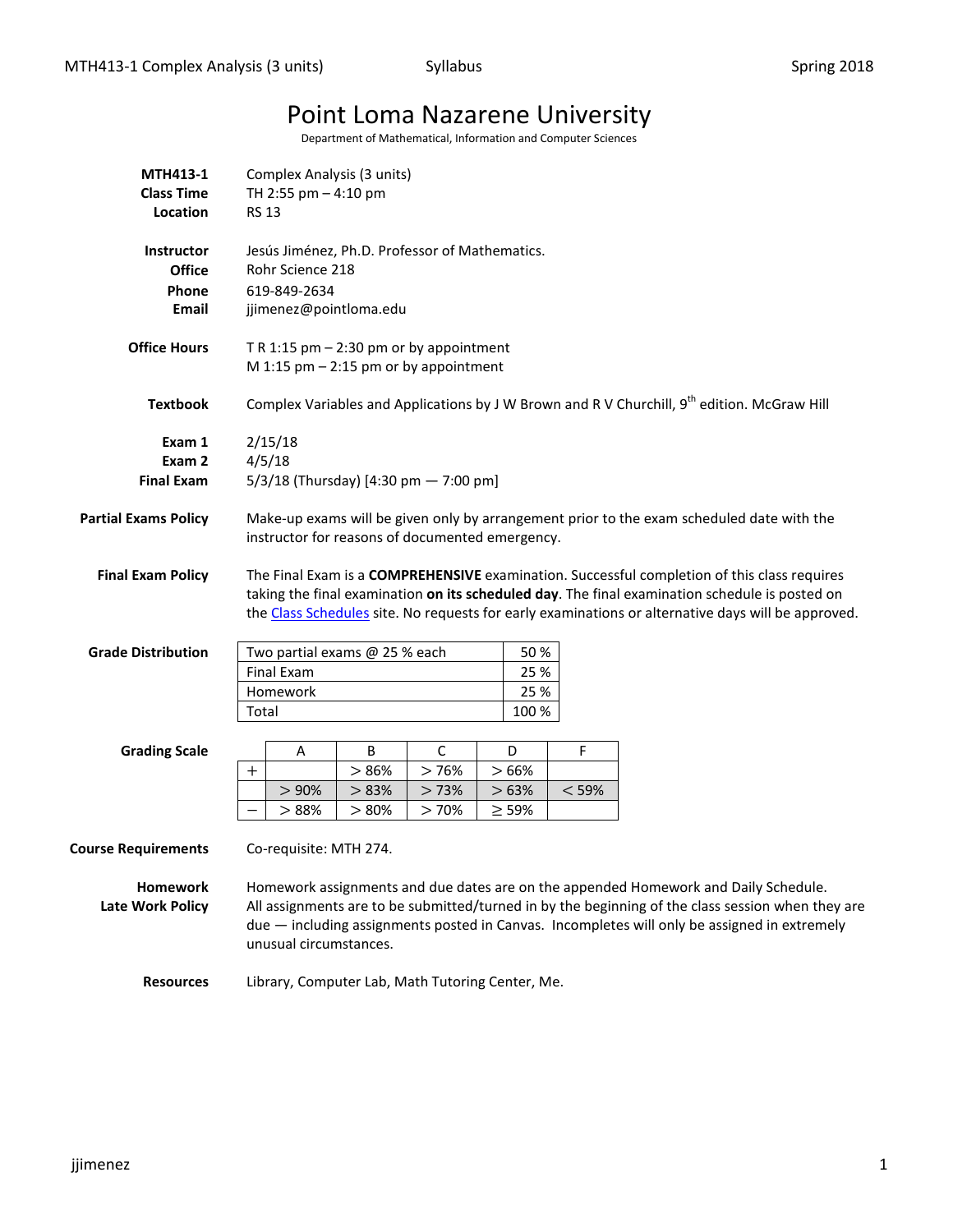# Point Loma Nazarene University

Department of Mathematical, Information and Computer Sciences

**MTH413-1** Complex Analysis (3 units)
**Class Time** TH 2:55 pm – 4:10 pm
**Location** RS 13

**Instructor** Jesús Jiménez, Ph.D. Professor of Mathematics.
**Office** Rohr Science 218
**Phone** 619-849-2634
**Email** jjimenez@pointloma.edu

**Office Hours** T R 1:15 pm – 2:30 pm or by appointment
M 1:15 pm – 2:15 pm or by appointment

**Textbook** Complex Variables and Applications by J W Brown and R V Churchill, 9th edition. McGraw Hill

**Exam 1** 2/15/18
**Exam 2** 4/5/18
**Final Exam** 5/3/18 (Thursday) [4:30 pm — 7:00 pm]

**Partial Exams Policy** Make-up exams will be given only by arrangement prior to the exam scheduled date with the instructor for reasons of documented emergency.

**Final Exam Policy** The Final Exam is a **COMPREHENSIVE** examination. Successful completion of this class requires taking the final examination **on its scheduled day**. The final examination schedule is posted on the Class Schedules site. No requests for early examinations or alternative days will be approved.

**Grade Distribution**

| | |
|---|---|
| Two partial exams @ 25 % each | 50 % |
| Final Exam | 25 % |
| Homework | 25 % |
| Total | 100 % |

**Grading Scale**

| | A | B | C | D | F |
|---|---|---|---|---|---|
| + | | $> 86\%$ | $> 76\%$ | $> 66\%$ | |
| | $> 90\%$ | $> 83\%$ | $> 73\%$ | $> 63\%$ | $< 59\%$ |
| − | $> 88\%$ | $> 80\%$ | $> 70\%$ | $\geq 59\%$ | |

**Course Requirements** Co-requisite: MTH 274.

**Homework** Homework assignments and due dates are on the appended Homework and Daily Schedule.
**Late Work Policy** All assignments are to be submitted/turned in by the beginning of the class session when they are due — including assignments posted in Canvas. Incompletes will only be assigned in extremely unusual circumstances.

**Resources** Library, Computer Lab, Math Tutoring Center, Me.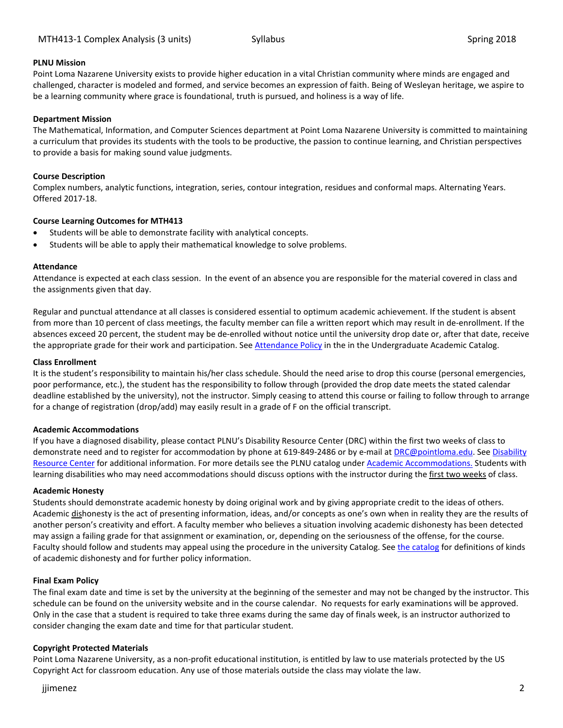**PLNU Mission**

Point Loma Nazarene University exists to provide higher education in a vital Christian community where minds are engaged and challenged, character is modeled and formed, and service becomes an expression of faith. Being of Wesleyan heritage, we aspire to be a learning community where grace is foundational, truth is pursued, and holiness is a way of life.

**Department Mission**

The Mathematical, Information, and Computer Sciences department at Point Loma Nazarene University is committed to maintaining a curriculum that provides its students with the tools to be productive, the passion to continue learning, and Christian perspectives to provide a basis for making sound value judgments.

**Course Description**

Complex numbers, analytic functions, integration, series, contour integration, residues and conformal maps. Alternating Years. Offered 2017-18.

**Course Learning Outcomes for MTH413**

- Students will be able to demonstrate facility with analytical concepts.
- Students will be able to apply their mathematical knowledge to solve problems.

**Attendance**

Attendance is expected at each class session. In the event of an absence you are responsible for the material covered in class and the assignments given that day.

Regular and punctual attendance at all classes is considered essential to optimum academic achievement. If the student is absent from more than 10 percent of class meetings, the faculty member can file a written report which may result in de-enrollment. If the absences exceed 20 percent, the student may be de-enrolled without notice until the university drop date or, after that date, receive the appropriate grade for their work and participation. See Attendance Policy in the in the Undergraduate Academic Catalog.

**Class Enrollment**

It is the student's responsibility to maintain his/her class schedule. Should the need arise to drop this course (personal emergencies, poor performance, etc.), the student has the responsibility to follow through (provided the drop date meets the stated calendar deadline established by the university), not the instructor. Simply ceasing to attend this course or failing to follow through to arrange for a change of registration (drop/add) may easily result in a grade of F on the official transcript.

**Academic Accommodations**

If you have a diagnosed disability, please contact PLNU's Disability Resource Center (DRC) within the first two weeks of class to demonstrate need and to register for accommodation by phone at 619-849-2486 or by e-mail at DRC@pointloma.edu. See Disability Resource Center for additional information. For more details see the PLNU catalog under Academic Accommodations. Students with learning disabilities who may need accommodations should discuss options with the instructor during the first two weeks of class.

**Academic Honesty**

Students should demonstrate academic honesty by doing original work and by giving appropriate credit to the ideas of others. Academic dishonesty is the act of presenting information, ideas, and/or concepts as one's own when in reality they are the results of another person's creativity and effort. A faculty member who believes a situation involving academic dishonesty has been detected may assign a failing grade for that assignment or examination, or, depending on the seriousness of the offense, for the course. Faculty should follow and students may appeal using the procedure in the university Catalog. See the catalog for definitions of kinds of academic dishonesty and for further policy information.

**Final Exam Policy**

The final exam date and time is set by the university at the beginning of the semester and may not be changed by the instructor. This schedule can be found on the university website and in the course calendar. No requests for early examinations will be approved. Only in the case that a student is required to take three exams during the same day of finals week, is an instructor authorized to consider changing the exam date and time for that particular student.

**Copyright Protected Materials**

Point Loma Nazarene University, as a non-profit educational institution, is entitled by law to use materials protected by the US Copyright Act for classroom education. Any use of those materials outside the class may violate the law.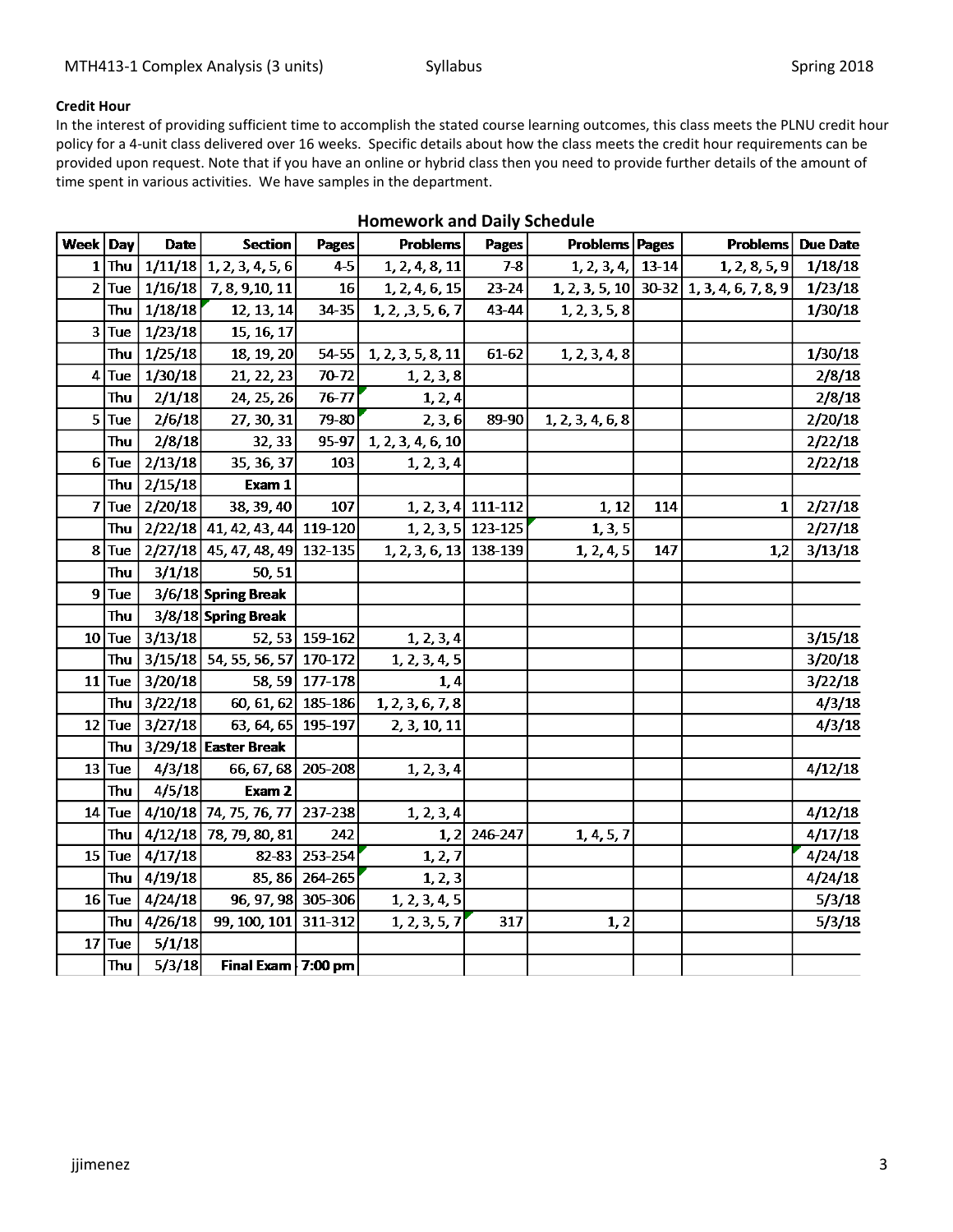**Credit Hour**

In the interest of providing sufficient time to accomplish the stated course learning outcomes, this class meets the PLNU credit hour policy for a 4-unit class delivered over 16 weeks. Specific details about how the class meets the credit hour requirements can be provided upon request. Note that if you have an online or hybrid class then you need to provide further details of the amount of time spent in various activities. We have samples in the department.

## Homework and Daily Schedule

| Week | Day | Date | Section | Pages | Problems | Pages | Problems | Pages | Problems | Due Date |
|---|---|---|---|---|---|---|---|---|---|---|
| 1 | Thu | 1/11/18 | 1, 2, 3, 4, 5, 6 | 4-5 | 1, 2, 4, 8, 11 | 7-8 | 1, 2, 3, 4, | 13-14 | 1, 2, 8, 5, 9 | 1/18/18 |
| 2 | Tue | 1/16/18 | 7, 8, 9,10, 11 | 16 | 1, 2, 4, 6, 15 | 23-24 | 1, 2, 3, 5, 10 | 30-32 | 1, 3, 4, 6, 7, 8, 9 | 1/23/18 |
| | Thu | 1/18/18 | 12, 13, 14 | 34-35 | 1, 2, ,3, 5, 6, 7 | 43-44 | 1, 2, 3, 5, 8 | | | 1/30/18 |
| 3 | Tue | 1/23/18 | 15, 16, 17 | | | | | | | |
| | Thu | 1/25/18 | 18, 19, 20 | 54-55 | 1, 2, 3, 5, 8, 11 | 61-62 | 1, 2, 3, 4, 8 | | | 1/30/18 |
| 4 | Tue | 1/30/18 | 21, 22, 23 | 70-72 | 1, 2, 3, 8 | | | | | 2/8/18 |
| | Thu | 2/1/18 | 24, 25, 26 | 76-77 | 1, 2, 4 | | | | | 2/8/18 |
| 5 | Tue | 2/6/18 | 27, 30, 31 | 79-80 | 2, 3, 6 | 89-90 | 1, 2, 3, 4, 6, 8 | | | 2/20/18 |
| | Thu | 2/8/18 | 32, 33 | 95-97 | 1, 2, 3, 4, 6, 10 | | | | | 2/22/18 |
| 6 | Tue | 2/13/18 | 35, 36, 37 | 103 | 1, 2, 3, 4 | | | | | 2/22/18 |
| | Thu | 2/15/18 | Exam 1 | | | | | | | |
| 7 | Tue | 2/20/18 | 38, 39, 40 | 107 | 1, 2, 3, 4 | 111-112 | 1, 12 | 114 | 1 | 2/27/18 |
| | Thu | 2/22/18 | 41, 42, 43, 44 | 119-120 | 1, 2, 3, 5 | 123-125 | 1, 3, 5 | | | 2/27/18 |
| 8 | Tue | 2/27/18 | 45, 47, 48, 49 | 132-135 | 1, 2, 3, 6, 13 | 138-139 | 1, 2, 4, 5 | 147 | 1,2 | 3/13/18 |
| | Thu | 3/1/18 | 50, 51 | | | | | | | |
| 9 | Tue | 3/6/18 | **Spring Break** | | | | | | | |
| | Thu | 3/8/18 | **Spring Break** | | | | | | | |
| 10 | Tue | 3/13/18 | 52, 53 | 159-162 | 1, 2, 3, 4 | | | | | 3/15/18 |
| | Thu | 3/15/18 | 54, 55, 56, 57 | 170-172 | 1, 2, 3, 4, 5 | | | | | 3/20/18 |
| 11 | Tue | 3/20/18 | 58, 59 | 177-178 | 1, 4 | | | | | 3/22/18 |
| | Thu | 3/22/18 | 60, 61, 62 | 185-186 | 1, 2, 3, 6, 7, 8 | | | | | 4/3/18 |
| 12 | Tue | 3/27/18 | 63, 64, 65 | 195-197 | 2, 3, 10, 11 | | | | | 4/3/18 |
| | Thu | 3/29/18 | **Easter Break** | | | | | | | |
| 13 | Tue | 4/3/18 | 66, 67, 68 | 205-208 | 1, 2, 3, 4 | | | | | 4/12/18 |
| | Thu | 4/5/18 | Exam 2 | | | | | | | |
| 14 | Tue | 4/10/18 | 74, 75, 76, 77 | 237-238 | 1, 2, 3, 4 | | | | | 4/12/18 |
| | Thu | 4/12/18 | 78, 79, 80, 81 | 242 | 1, 2 | 246-247 | 1, 4, 5, 7 | | | 4/17/18 |
| 15 | Tue | 4/17/18 | 82-83 | 253-254 | 1, 2, 7 | | | | | 4/24/18 |
| | Thu | 4/19/18 | 85, 86 | 264-265 | 1, 2, 3 | | | | | 4/24/18 |
| 16 | Tue | 4/24/18 | 96, 97, 98 | 305-306 | 1, 2, 3, 4, 5 | | | | | 5/3/18 |
| | Thu | 4/26/18 | 99, 100, 101 | 311-312 | 1, 2, 3, 5, 7 | 317 | 1, 2 | | | 5/3/18 |
| 17 | Tue | 5/1/18 | | | | | | | | |
| | Thu | 5/3/18 | **Final Exam** | **7:00 pm** | | | | | | |